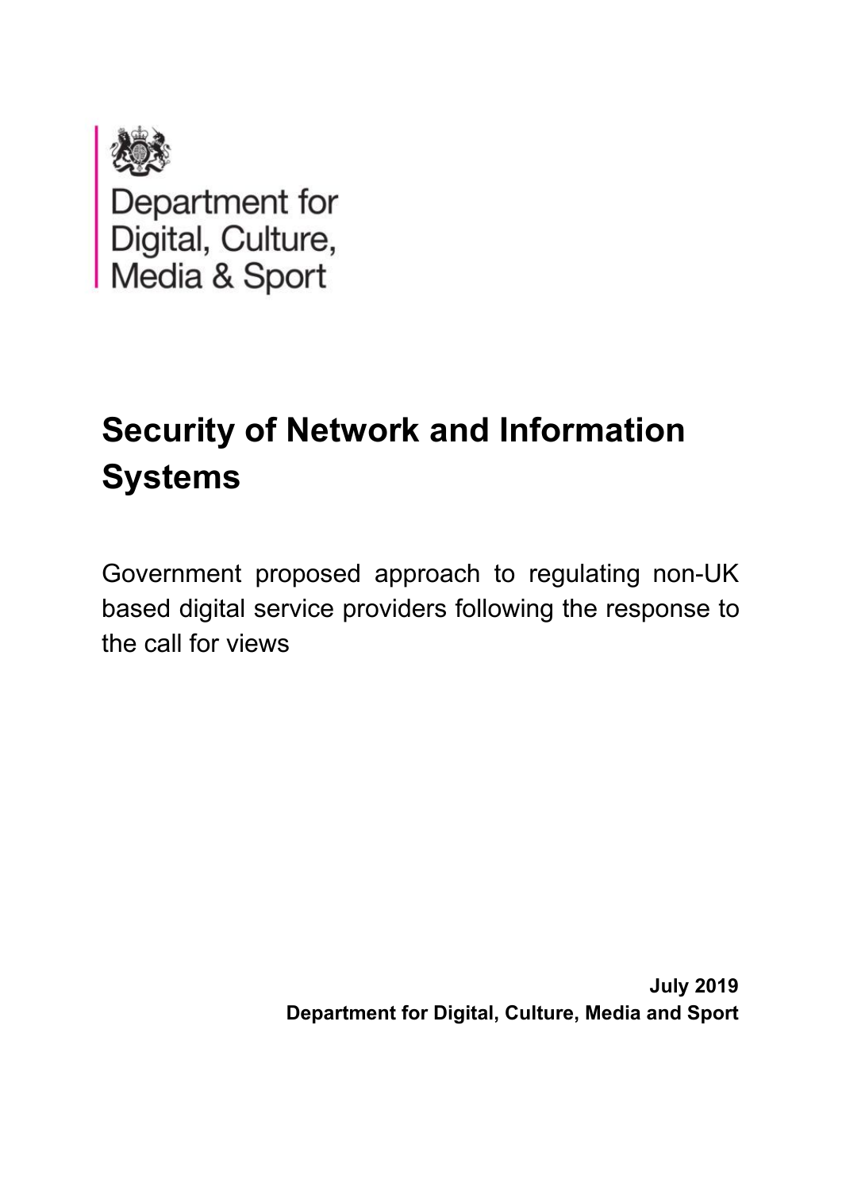Department for Digital, Culture, Media & Sport

# Security of Network and Information Systems

Government proposed approach to regulating non-UK based digital service providers following the response to the call for views

**July 2019**
**Department for Digital, Culture, Media and Sport**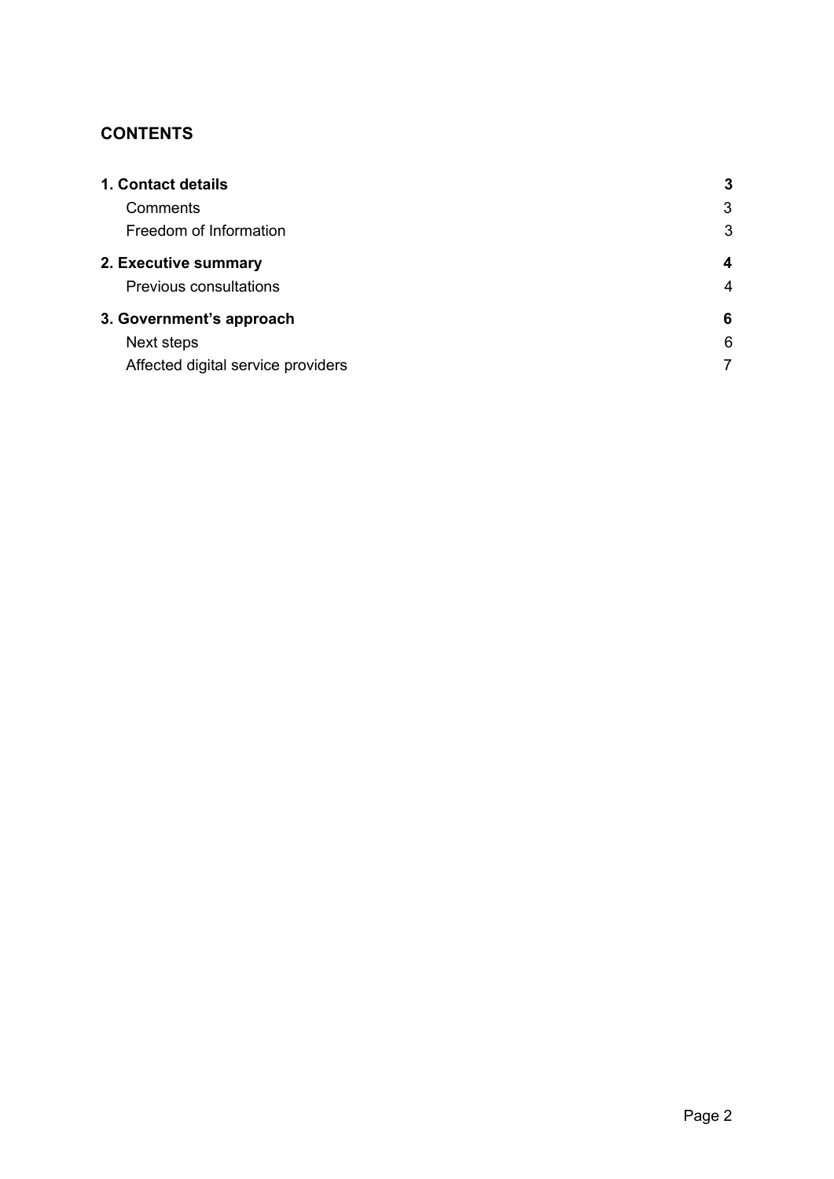## CONTENTS

| | |
|---|---|
| **1. Contact details** | **3** |
| Comments | 3 |
| Freedom of Information | 3 |
| **2. Executive summary** | **4** |
| Previous consultations | 4 |
| **3. Government's approach** | **6** |
| Next steps | 6 |
| Affected digital service providers | 7 |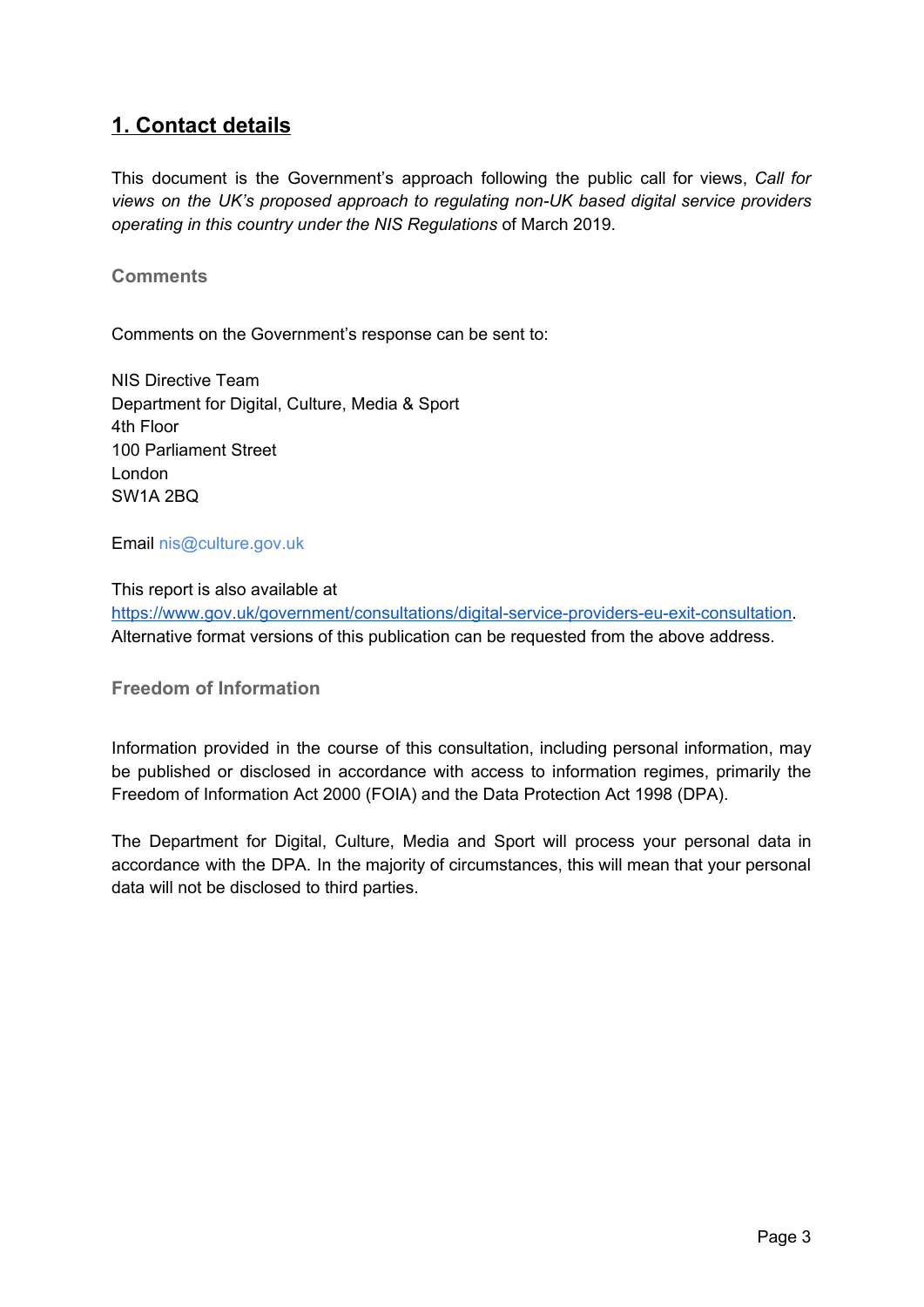## 1. Contact details

This document is the Government's approach following the public call for views, *Call for views on the UK's proposed approach to regulating non-UK based digital service providers operating in this country under the NIS Regulations* of March 2019.

### Comments

Comments on the Government's response can be sent to:

NIS Directive Team
Department for Digital, Culture, Media & Sport
4th Floor
100 Parliament Street
London
SW1A 2BQ

Email nis@culture.gov.uk

This report is also available at
https://www.gov.uk/government/consultations/digital-service-providers-eu-exit-consultation.
Alternative format versions of this publication can be requested from the above address.

### Freedom of Information

Information provided in the course of this consultation, including personal information, may be published or disclosed in accordance with access to information regimes, primarily the Freedom of Information Act 2000 (FOIA) and the Data Protection Act 1998 (DPA).

The Department for Digital, Culture, Media and Sport will process your personal data in accordance with the DPA. In the majority of circumstances, this will mean that your personal data will not be disclosed to third parties.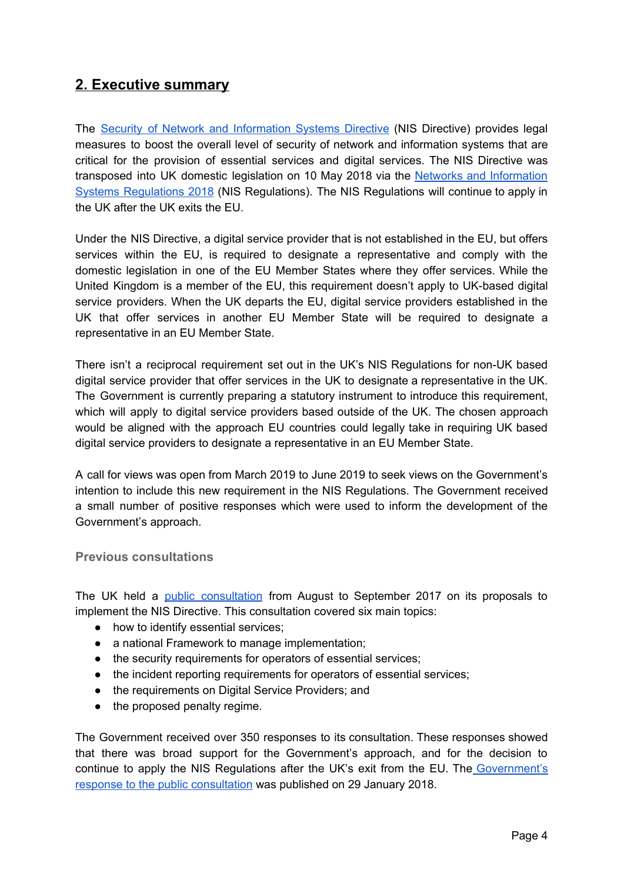## 2. Executive summary

The Security of Network and Information Systems Directive (NIS Directive) provides legal measures to boost the overall level of security of network and information systems that are critical for the provision of essential services and digital services. The NIS Directive was transposed into UK domestic legislation on 10 May 2018 via the Networks and Information Systems Regulations 2018 (NIS Regulations). The NIS Regulations will continue to apply in the UK after the UK exits the EU.

Under the NIS Directive, a digital service provider that is not established in the EU, but offers services within the EU, is required to designate a representative and comply with the domestic legislation in one of the EU Member States where they offer services. While the United Kingdom is a member of the EU, this requirement doesn't apply to UK-based digital service providers. When the UK departs the EU, digital service providers established in the UK that offer services in another EU Member State will be required to designate a representative in an EU Member State.

There isn't a reciprocal requirement set out in the UK's NIS Regulations for non-UK based digital service provider that offer services in the UK to designate a representative in the UK. The Government is currently preparing a statutory instrument to introduce this requirement, which will apply to digital service providers based outside of the UK. The chosen approach would be aligned with the approach EU countries could legally take in requiring UK based digital service providers to designate a representative in an EU Member State.

A call for views was open from March 2019 to June 2019 to seek views on the Government's intention to include this new requirement in the NIS Regulations. The Government received a small number of positive responses which were used to inform the development of the Government's approach.

### Previous consultations

The UK held a public consultation from August to September 2017 on its proposals to implement the NIS Directive. This consultation covered six main topics:

- how to identify essential services;
- a national Framework to manage implementation;
- the security requirements for operators of essential services;
- the incident reporting requirements for operators of essential services;
- the requirements on Digital Service Providers; and
- the proposed penalty regime.

The Government received over 350 responses to its consultation. These responses showed that there was broad support for the Government's approach, and for the decision to continue to apply the NIS Regulations after the UK's exit from the EU. The Government's response to the public consultation was published on 29 January 2018.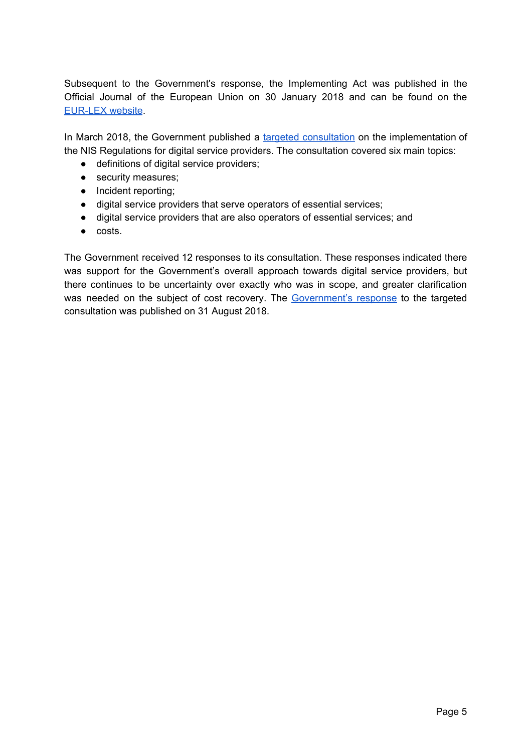Subsequent to the Government's response, the Implementing Act was published in the Official Journal of the European Union on 30 January 2018 and can be found on the [EUR-LEX website](#).

In March 2018, the Government published a [targeted consultation](#) on the implementation of the NIS Regulations for digital service providers. The consultation covered six main topics:

- definitions of digital service providers;
- security measures;
- Incident reporting;
- digital service providers that serve operators of essential services;
- digital service providers that are also operators of essential services; and
- costs.

The Government received 12 responses to its consultation. These responses indicated there was support for the Government's overall approach towards digital service providers, but there continues to be uncertainty over exactly who was in scope, and greater clarification was needed on the subject of cost recovery. The [Government's response](#) to the targeted consultation was published on 31 August 2018.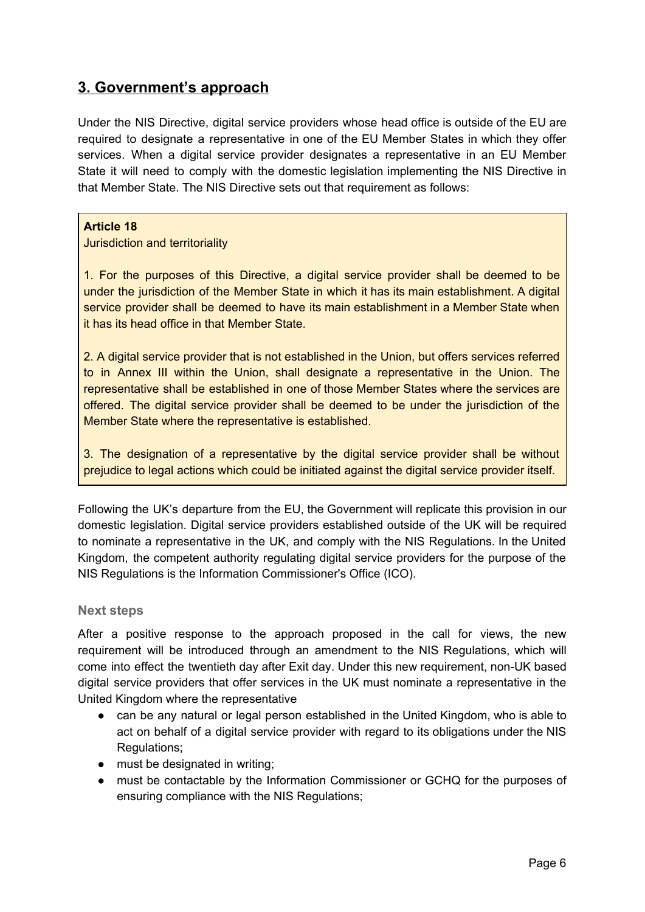## 3. Government's approach

Under the NIS Directive, digital service providers whose head office is outside of the EU are required to designate a representative in one of the EU Member States in which they offer services. When a digital service provider designates a representative in an EU Member State it will need to comply with the domestic legislation implementing the NIS Directive in that Member State. The NIS Directive sets out that requirement as follows:

> **Article 18**
> Jurisdiction and territoriality
>
> 1. For the purposes of this Directive, a digital service provider shall be deemed to be under the jurisdiction of the Member State in which it has its main establishment. A digital service provider shall be deemed to have its main establishment in a Member State when it has its head office in that Member State.
>
> 2. A digital service provider that is not established in the Union, but offers services referred to in Annex III within the Union, shall designate a representative in the Union. The representative shall be established in one of those Member States where the services are offered. The digital service provider shall be deemed to be under the jurisdiction of the Member State where the representative is established.
>
> 3. The designation of a representative by the digital service provider shall be without prejudice to legal actions which could be initiated against the digital service provider itself.

Following the UK's departure from the EU, the Government will replicate this provision in our domestic legislation. Digital service providers established outside of the UK will be required to nominate a representative in the UK, and comply with the NIS Regulations. In the United Kingdom, the competent authority regulating digital service providers for the purpose of the NIS Regulations is the Information Commissioner's Office (ICO).

### Next steps

After a positive response to the approach proposed in the call for views, the new requirement will be introduced through an amendment to the NIS Regulations, which will come into effect the twentieth day after Exit day. Under this new requirement, non-UK based digital service providers that offer services in the UK must nominate a representative in the United Kingdom where the representative

- can be any natural or legal person established in the United Kingdom, who is able to act on behalf of a digital service provider with regard to its obligations under the NIS Regulations;
- must be designated in writing;
- must be contactable by the Information Commissioner or GCHQ for the purposes of ensuring compliance with the NIS Regulations;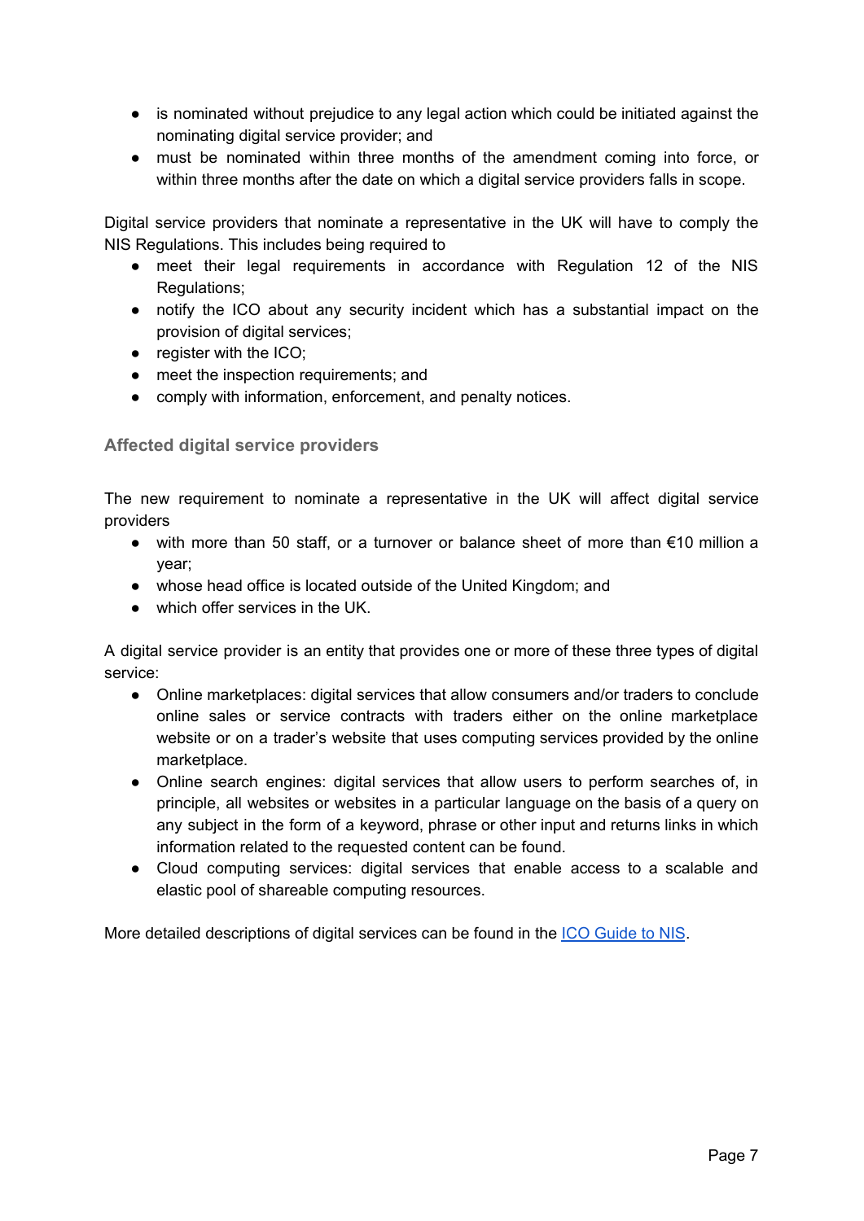- is nominated without prejudice to any legal action which could be initiated against the nominating digital service provider; and
- must be nominated within three months of the amendment coming into force, or within three months after the date on which a digital service providers falls in scope.

Digital service providers that nominate a representative in the UK will have to comply the NIS Regulations. This includes being required to

- meet their legal requirements in accordance with Regulation 12 of the NIS Regulations;
- notify the ICO about any security incident which has a substantial impact on the provision of digital services;
- register with the ICO;
- meet the inspection requirements; and
- comply with information, enforcement, and penalty notices.

### Affected digital service providers

The new requirement to nominate a representative in the UK will affect digital service providers

- with more than 50 staff, or a turnover or balance sheet of more than €10 million a year;
- whose head office is located outside of the United Kingdom; and
- which offer services in the UK.

A digital service provider is an entity that provides one or more of these three types of digital service:

- Online marketplaces: digital services that allow consumers and/or traders to conclude online sales or service contracts with traders either on the online marketplace website or on a trader's website that uses computing services provided by the online marketplace.
- Online search engines: digital services that allow users to perform searches of, in principle, all websites or websites in a particular language on the basis of a query on any subject in the form of a keyword, phrase or other input and returns links in which information related to the requested content can be found.
- Cloud computing services: digital services that enable access to a scalable and elastic pool of shareable computing resources.

More detailed descriptions of digital services can be found in the [ICO Guide to NIS](ICO Guide to NIS).